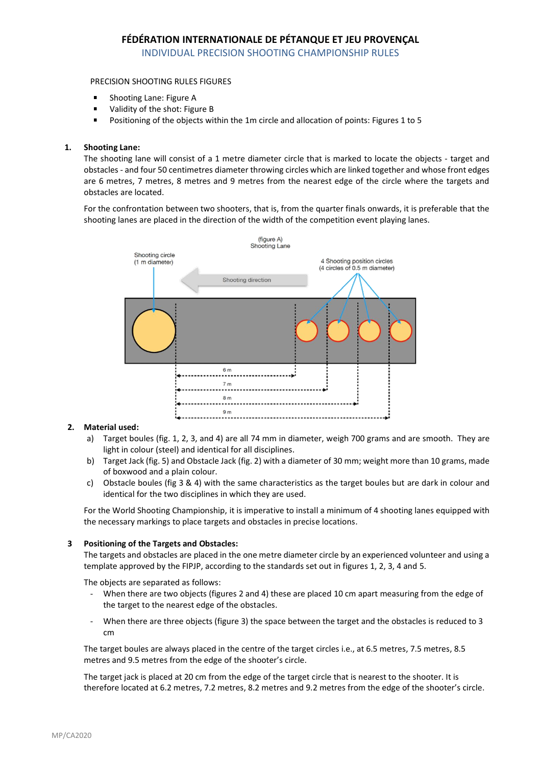# FÉDÉRATION INTERNATIONALE DE PÉTANQUE ET JEU PROVENÇAL

## INDIVIDUAL PRECISION SHOOTING CHAMPIONSHIP RULES

PRECISION SHOOTING RULES FIGURES

- Shooting Lane: Figure A
- Validity of the shot: Figure B
- Positioning of the objects within the 1m circle and allocation of points: Figures 1 to 5

### 1. Shooting Lane:

The shooting lane will consist of a 1 metre diameter circle that is marked to locate the objects - target and obstacles - and four 50 centimetres diameter throwing circles which are linked together and whose front edges are 6 metres, 7 metres, 8 metres and 9 metres from the nearest edge of the circle where the targets and obstacles are located.

For the confrontation between two shooters, that is, from the quarter finals onwards, it is preferable that the shooting lanes are placed in the direction of the width of the competition event playing lanes.

(figure A)
Shooting Lane

Shooting circle (1 m diameter)

Shooting direction

4 Shooting position circles (4 circles of 0.5 m diameter)

6 m

7 m

8 m

9 m

### 2. Material used:

a) Target boules (fig. 1, 2, 3, and 4) are all 74 mm in diameter, weigh 700 grams and are smooth. They are light in colour (steel) and identical for all disciplines.

b) Target Jack (fig. 5) and Obstacle Jack (fig. 2) with a diameter of 30 mm; weight more than 10 grams, made of boxwood and a plain colour.

c) Obstacle boules (fig 3 & 4) with the same characteristics as the target boules but are dark in colour and identical for the two disciplines in which they are used.

For the World Shooting Championship, it is imperative to install a minimum of 4 shooting lanes equipped with the necessary markings to place targets and obstacles in precise locations.

### 3 Positioning of the Targets and Obstacles:

The targets and obstacles are placed in the one metre diameter circle by an experienced volunteer and using a template approved by the FIPJP, according to the standards set out in figures 1, 2, 3, 4 and 5.

The objects are separated as follows:

- When there are two objects (figures 2 and 4) these are placed 10 cm apart measuring from the edge of the target to the nearest edge of the obstacles.
- When there are three objects (figure 3) the space between the target and the obstacles is reduced to 3 cm

The target boules are always placed in the centre of the target circles i.e., at 6.5 metres, 7.5 metres, 8.5 metres and 9.5 metres from the edge of the shooter's circle.

The target jack is placed at 20 cm from the edge of the target circle that is nearest to the shooter. It is therefore located at 6.2 metres, 7.2 metres, 8.2 metres and 9.2 metres from the edge of the shooter's circle.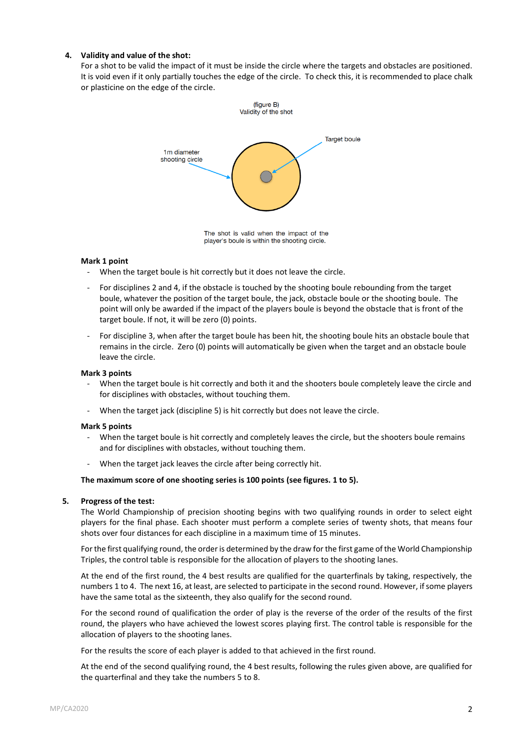4. **Validity and value of the shot:**

For a shot to be valid the impact of it must be inside the circle where the targets and obstacles are positioned. It is void even if it only partially touches the edge of the circle. To check this, it is recommended to place chalk or plasticine on the edge of the circle.

(figure B)
Validity of the shot

1m diameter shooting circle

Target boule

The shot is valid when the impact of the player's boule is within the shooting circle.

**Mark 1 point**

- When the target boule is hit correctly but it does not leave the circle.
- For disciplines 2 and 4, if the obstacle is touched by the shooting boule rebounding from the target boule, whatever the position of the target boule, the jack, obstacle boule or the shooting boule. The point will only be awarded if the impact of the players boule is beyond the obstacle that is front of the target boule. If not, it will be zero (0) points.
- For discipline 3, when after the target boule has been hit, the shooting boule hits an obstacle boule that remains in the circle. Zero (0) points will automatically be given when the target and an obstacle boule leave the circle.

**Mark 3 points**

- When the target boule is hit correctly and both it and the shooters boule completely leave the circle and for disciplines with obstacles, without touching them.
- When the target jack (discipline 5) is hit correctly but does not leave the circle.

**Mark 5 points**

- When the target boule is hit correctly and completely leaves the circle, but the shooters boule remains and for disciplines with obstacles, without touching them.
- When the target jack leaves the circle after being correctly hit.

**The maximum score of one shooting series is 100 points (see figures. 1 to 5).**

5. **Progress of the test:**

The World Championship of precision shooting begins with two qualifying rounds in order to select eight players for the final phase. Each shooter must perform a complete series of twenty shots, that means four shots over four distances for each discipline in a maximum time of 15 minutes.

For the first qualifying round, the order is determined by the draw for the first game of the World Championship Triples, the control table is responsible for the allocation of players to the shooting lanes.

At the end of the first round, the 4 best results are qualified for the quarterfinals by taking, respectively, the numbers 1 to 4. The next 16, at least, are selected to participate in the second round. However, if some players have the same total as the sixteenth, they also qualify for the second round.

For the second round of qualification the order of play is the reverse of the order of the results of the first round, the players who have achieved the lowest scores playing first. The control table is responsible for the allocation of players to the shooting lanes.

For the results the score of each player is added to that achieved in the first round.

At the end of the second qualifying round, the 4 best results, following the rules given above, are qualified for the quarterfinal and they take the numbers 5 to 8.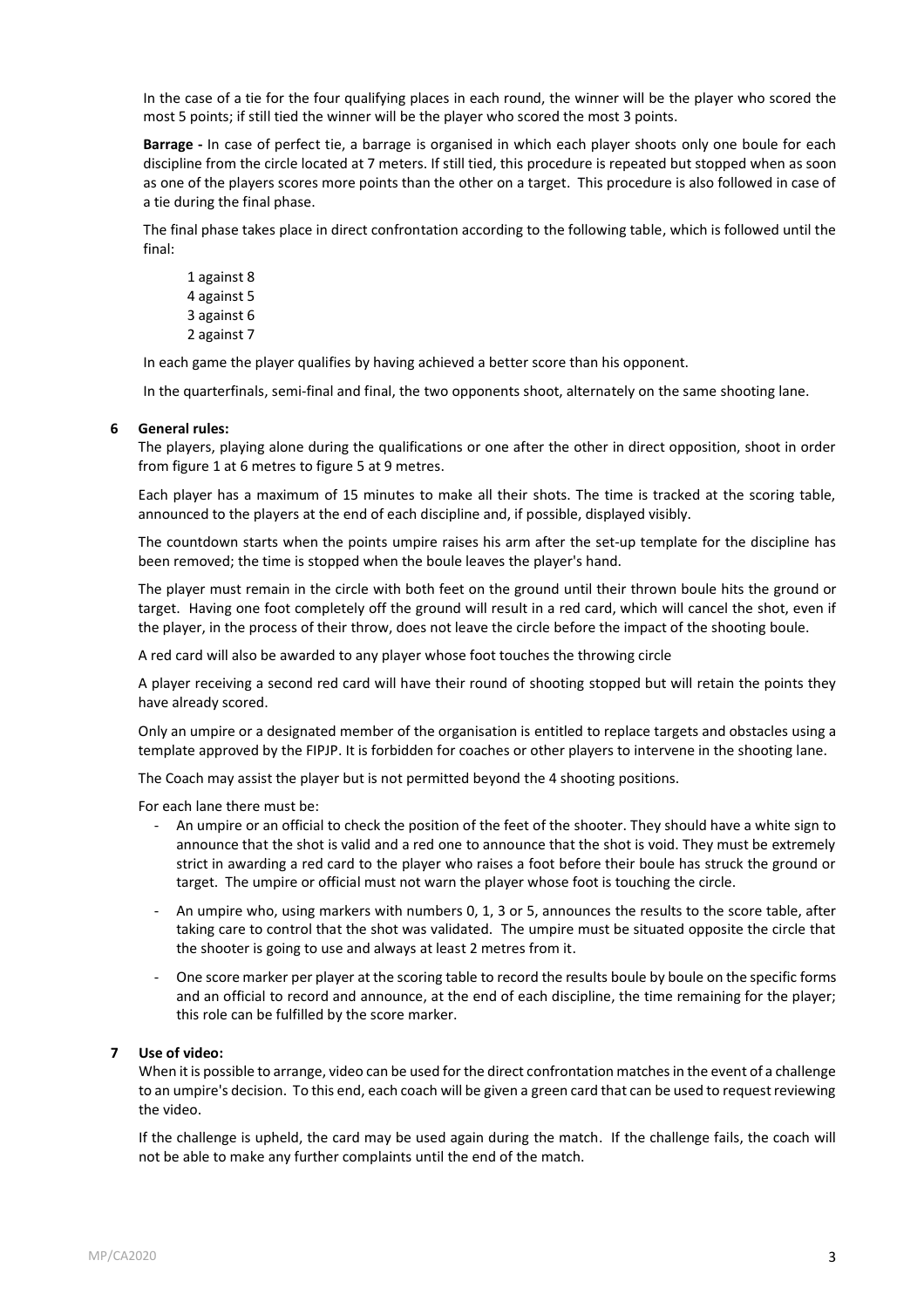In the case of a tie for the four qualifying places in each round, the winner will be the player who scored the most 5 points; if still tied the winner will be the player who scored the most 3 points.

**Barrage -** In case of perfect tie, a barrage is organised in which each player shoots only one boule for each discipline from the circle located at 7 meters. If still tied, this procedure is repeated but stopped when as soon as one of the players scores more points than the other on a target. This procedure is also followed in case of a tie during the final phase.

The final phase takes place in direct confrontation according to the following table, which is followed until the final:

1 against 8
4 against 5
3 against 6
2 against 7

In each game the player qualifies by having achieved a better score than his opponent.

In the quarterfinals, semi-final and final, the two opponents shoot, alternately on the same shooting lane.

## 6 General rules:

The players, playing alone during the qualifications or one after the other in direct opposition, shoot in order from figure 1 at 6 metres to figure 5 at 9 metres.

Each player has a maximum of 15 minutes to make all their shots. The time is tracked at the scoring table, announced to the players at the end of each discipline and, if possible, displayed visibly.

The countdown starts when the points umpire raises his arm after the set-up template for the discipline has been removed; the time is stopped when the boule leaves the player's hand.

The player must remain in the circle with both feet on the ground until their thrown boule hits the ground or target. Having one foot completely off the ground will result in a red card, which will cancel the shot, even if the player, in the process of their throw, does not leave the circle before the impact of the shooting boule.

A red card will also be awarded to any player whose foot touches the throwing circle

A player receiving a second red card will have their round of shooting stopped but will retain the points they have already scored.

Only an umpire or a designated member of the organisation is entitled to replace targets and obstacles using a template approved by the FIPJP. It is forbidden for coaches or other players to intervene in the shooting lane.

The Coach may assist the player but is not permitted beyond the 4 shooting positions.

For each lane there must be:

- An umpire or an official to check the position of the feet of the shooter. They should have a white sign to announce that the shot is valid and a red one to announce that the shot is void. They must be extremely strict in awarding a red card to the player who raises a foot before their boule has struck the ground or target. The umpire or official must not warn the player whose foot is touching the circle.
- An umpire who, using markers with numbers 0, 1, 3 or 5, announces the results to the score table, after taking care to control that the shot was validated. The umpire must be situated opposite the circle that the shooter is going to use and always at least 2 metres from it.
- One score marker per player at the scoring table to record the results boule by boule on the specific forms and an official to record and announce, at the end of each discipline, the time remaining for the player; this role can be fulfilled by the score marker.

## 7 Use of video:

When it is possible to arrange, video can be used for the direct confrontation matches in the event of a challenge to an umpire's decision. To this end, each coach will be given a green card that can be used to request reviewing the video.

If the challenge is upheld, the card may be used again during the match. If the challenge fails, the coach will not be able to make any further complaints until the end of the match.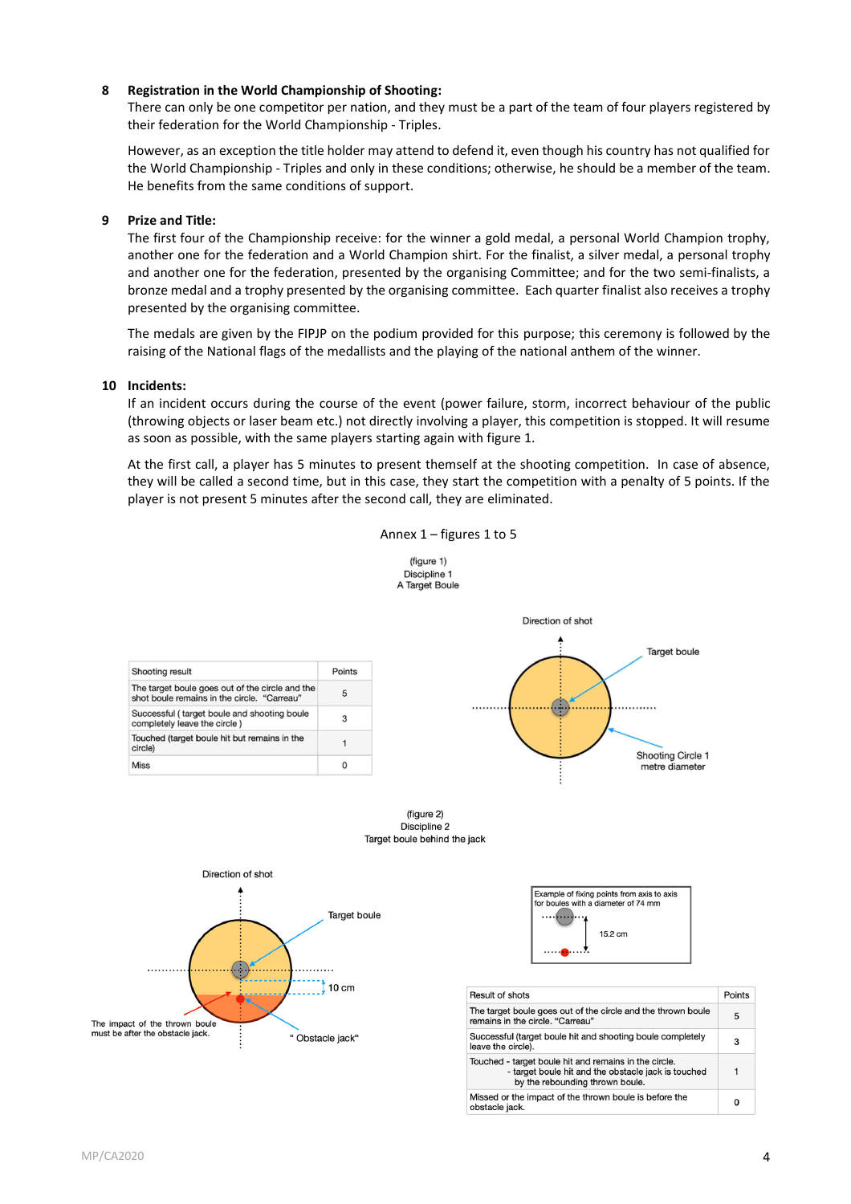**8 Registration in the World Championship of Shooting:**

There can only be one competitor per nation, and they must be a part of the team of four players registered by their federation for the World Championship - Triples.

However, as an exception the title holder may attend to defend it, even though his country has not qualified for the World Championship - Triples and only in these conditions; otherwise, he should be a member of the team. He benefits from the same conditions of support.

**9 Prize and Title:**

The first four of the Championship receive: for the winner a gold medal, a personal World Champion trophy, another one for the federation and a World Champion shirt. For the finalist, a silver medal, a personal trophy and another one for the federation, presented by the organising Committee; and for the two semi-finalists, a bronze medal and a trophy presented by the organising committee. Each quarter finalist also receives a trophy presented by the organising committee.

The medals are given by the FIPJP on the podium provided for this purpose; this ceremony is followed by the raising of the National flags of the medallists and the playing of the national anthem of the winner.

**10 Incidents:**

If an incident occurs during the course of the event (power failure, storm, incorrect behaviour of the public (throwing objects or laser beam etc.) not directly involving a player, this competition is stopped. It will resume as soon as possible, with the same players starting again with figure 1.

At the first call, a player has 5 minutes to present themself at the shooting competition. In case of absence, they will be called a second time, but in this case, they start the competition with a penalty of 5 points. If the player is not present 5 minutes after the second call, they are eliminated.

Annex 1 – figures 1 to 5

(figure 1)
Discipline 1
A Target Boule

| Shooting result | Points |
|---|---|
| The target boule goes out of the circle and the shot boule remains in the circle. "Carreau" | 5 |
| Successful ( target boule and shooting boule completely leave the circle ) | 3 |
| Touched (target boule hit but remains in the circle) | 1 |
| Miss | 0 |

Direction of shot

Target boule

Shooting Circle 1 metre diameter

(figure 2)
Discipline 2
Target boule behind the jack

Direction of shot

Target boule

10 cm

The impact of the thrown boule must be after the obstacle jack.

" Obstacle jack"

Example of fixing points from axis to axis for boules with a diameter of 74 mm

15.2 cm

| Result of shots | Points |
|---|---|
| The target boule goes out of the circle and the thrown boule remains in the circle. "Carreau" | 5 |
| Successful (target boule hit and shooting boule completely leave the circle). | 3 |
| Touched - target boule hit and remains in the circle.<br>- target boule hit and the obstacle jack is touched by the rebounding thrown boule. | 1 |
| Missed or the impact of the thrown boule is before the obstacle jack. | 0 |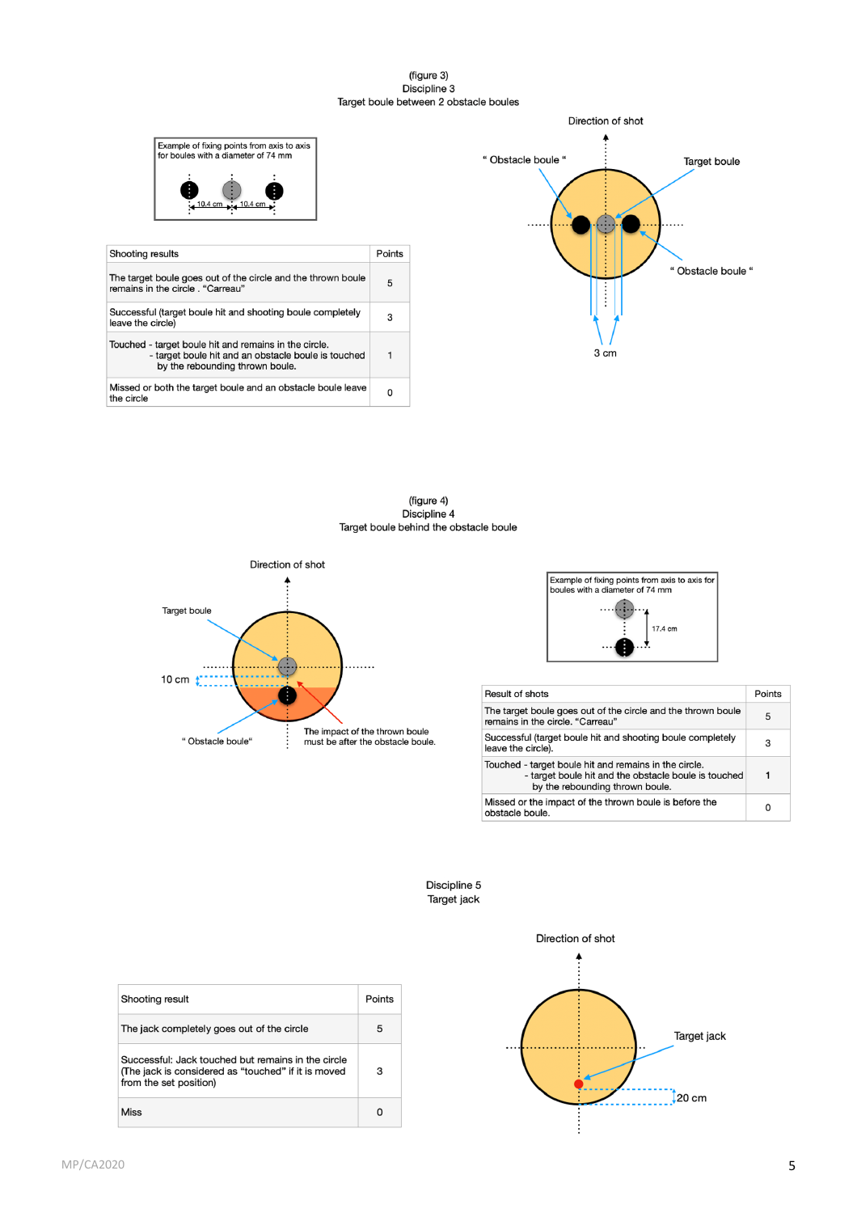(figure 3)
Discipline 3
Target boule between 2 obstacle boules

Example of fixing points from axis to axis for boules with a diameter of 74 mm

10.4 cm
10.4 cm

Direction of shot

" Obstacle boule "

Target boule

" Obstacle boule "

3 cm

| Shooting results | Points |
|---|---|
| The target boule goes out of the circle and the thrown boule remains in the circle . "Carreau" | 5 |
| Successful (target boule hit and shooting boule completely leave the circle) | 3 |
| Touched - target boule hit and remains in the circle.<br>- target boule hit and an obstacle boule is touched by the rebounding thrown boule. | 1 |
| Missed or both the target boule and an obstacle boule leave the circle | 0 |

(figure 4)
Discipline 4
Target boule behind the obstacle boule

Direction of shot

Target boule

10 cm

" Obstacle boule"

The impact of the thrown boule must be after the obstacle boule.

Example of fixing points from axis to axis for boules with a diameter of 74 mm

17.4 cm

| Result of shots | Points |
|---|---|
| The target boule goes out of the circle and the thrown boule remains in the circle. "Carreau" | 5 |
| Successful (target boule hit and shooting boule completely leave the circle). | 3 |
| Touched - target boule hit and remains in the circle.<br>- target boule hit and the obstacle boule is touched by the rebounding thrown boule. | 1 |
| Missed or the impact of the thrown boule is before the obstacle boule. | 0 |

Discipline 5
Target jack

Direction of shot

Target jack

20 cm

| Shooting result | Points |
|---|---|
| The jack completely goes out of the circle | 5 |
| Successful: Jack touched but remains in the circle (The jack is considered as "touched" if it is moved from the set position) | 3 |
| Miss | 0 |